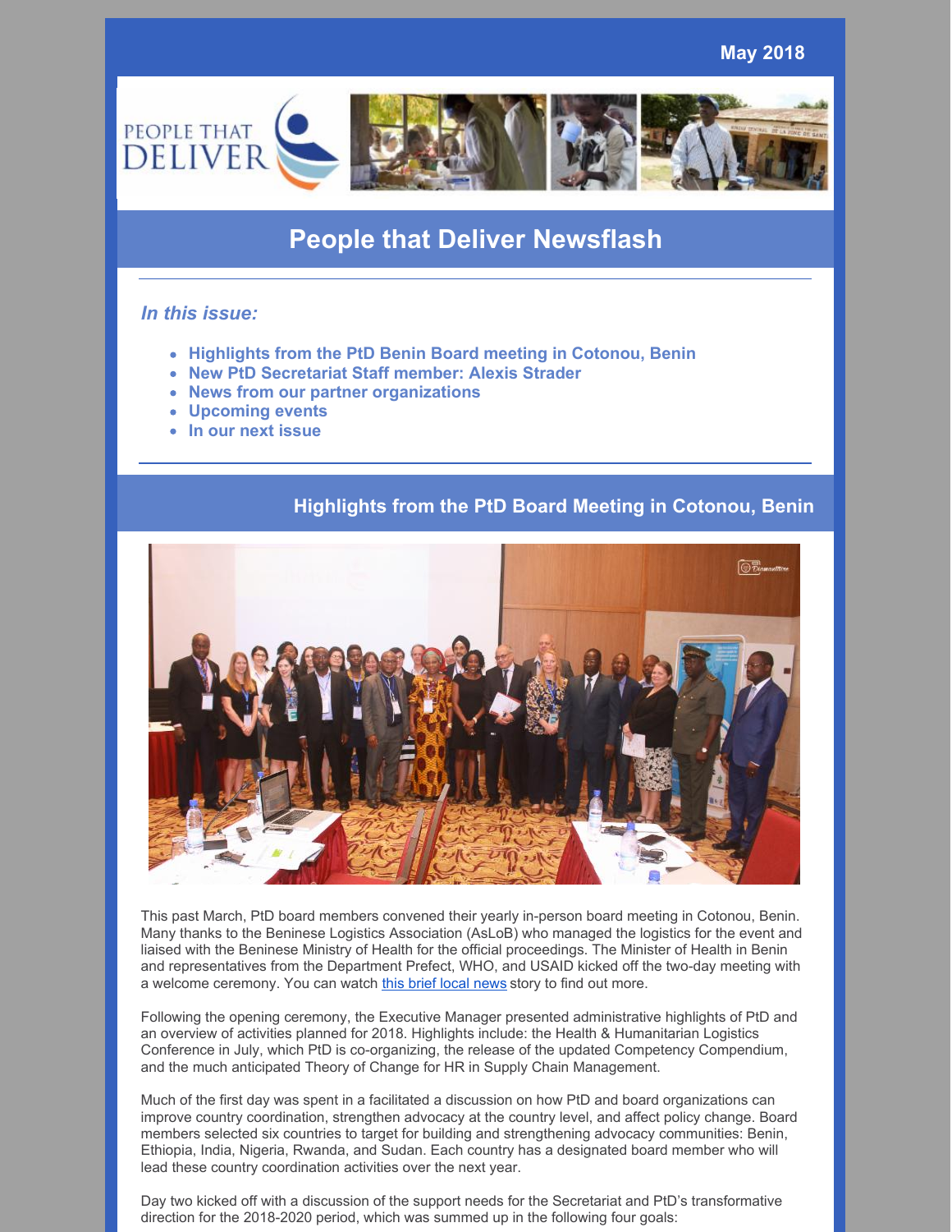May 2018

# People that Deliver Newsflash

*In this issue:*

- **Highlights from the PtD Benin Board meeting in Cotonou, Benin**
- **New PtD Secretariat Staff member: Alexis Strader**
- **News from our partner organizations**
- **Upcoming events**
- **In our next issue**

## Highlights from the PtD Board Meeting in Cotonou, Benin

This past March, PtD board members convened their yearly in-person board meeting in Cotonou, Benin. Many thanks to the Beninese Logistics Association (AsLoB) who managed the logistics for the event and liaised with the Beninese Ministry of Health for the official proceedings. The Minister of Health in Benin and representatives from the Department Prefect, WHO, and USAID kicked off the two-day meeting with a welcome ceremony. You can watch this brief local news story to find out more.

Following the opening ceremony, the Executive Manager presented administrative highlights of PtD and an overview of activities planned for 2018. Highlights include: the Health & Humanitarian Logistics Conference in July, which PtD is co-organizing, the release of the updated Competency Compendium, and the much anticipated Theory of Change for HR in Supply Chain Management.

Much of the first day was spent in a facilitated a discussion on how PtD and board organizations can improve country coordination, strengthen advocacy at the country level, and affect policy change. Board members selected six countries to target for building and strengthening advocacy communities: Benin, Ethiopia, India, Nigeria, Rwanda, and Sudan. Each country has a designated board member who will lead these country coordination activities over the next year.

Day two kicked off with a discussion of the support needs for the Secretariat and PtD's transformative direction for the 2018-2020 period, which was summed up in the following four goals: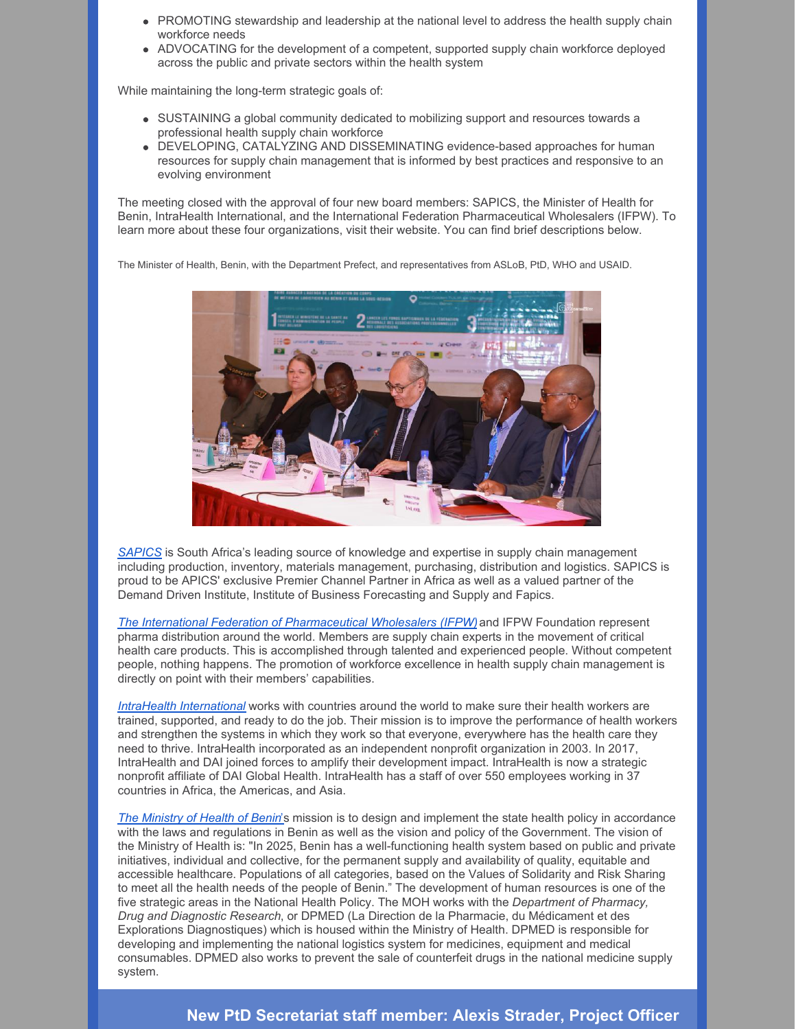- PROMOTING stewardship and leadership at the national level to address the health supply chain workforce needs
- ADVOCATING for the development of a competent, supported supply chain workforce deployed across the public and private sectors within the health system

While maintaining the long-term strategic goals of:

- SUSTAINING a global community dedicated to mobilizing support and resources towards a professional health supply chain workforce
- DEVELOPING, CATALYZING AND DISSEMINATING evidence-based approaches for human resources for supply chain management that is informed by best practices and responsive to an evolving environment

The meeting closed with the approval of four new board members: SAPICS, the Minister of Health for Benin, IntraHealth International, and the International Federation Pharmaceutical Wholesalers (IFPW). To learn more about these four organizations, visit their website. You can find brief descriptions below.

The Minister of Health, Benin, with the Department Prefect, and representatives from ASLoB, PtD, WHO and USAID.

*SAPICS* is South Africa's leading source of knowledge and expertise in supply chain management including production, inventory, materials management, purchasing, distribution and logistics. SAPICS is proud to be APICS' exclusive Premier Channel Partner in Africa as well as a valued partner of the Demand Driven Institute, Institute of Business Forecasting and Supply and Fapics.

*The International Federation of Pharmaceutical Wholesalers (IFPW)* and IFPW Foundation represent pharma distribution around the world. Members are supply chain experts in the movement of critical health care products. This is accomplished through talented and experienced people. Without competent people, nothing happens. The promotion of workforce excellence in health supply chain management is directly on point with their members' capabilities.

*IntraHealth International* works with countries around the world to make sure their health workers are trained, supported, and ready to do the job. Their mission is to improve the performance of health workers and strengthen the systems in which they work so that everyone, everywhere has the health care they need to thrive. IntraHealth incorporated as an independent nonprofit organization in 2003. In 2017, IntraHealth and DAI joined forces to amplify their development impact. IntraHealth is now a strategic nonprofit affiliate of DAI Global Health. IntraHealth has a staff of over 550 employees working in 37 countries in Africa, the Americas, and Asia.

*The Ministry of Health of Benin*'s mission is to design and implement the state health policy in accordance with the laws and regulations in Benin as well as the vision and policy of the Government. The vision of the Ministry of Health is: "In 2025, Benin has a well-functioning health system based on public and private initiatives, individual and collective, for the permanent supply and availability of quality, equitable and accessible healthcare. Populations of all categories, based on the Values of Solidarity and Risk Sharing to meet all the health needs of the people of Benin." The development of human resources is one of the five strategic areas in the National Health Policy. The MOH works with the *Department of Pharmacy, Drug and Diagnostic Research*, or DPMED (La Direction de la Pharmacie, du Médicament et des Explorations Diagnostiques) which is housed within the Ministry of Health. DPMED is responsible for developing and implementing the national logistics system for medicines, equipment and medical consumables. DPMED also works to prevent the sale of counterfeit drugs in the national medicine supply system.

## New PtD Secretariat staff member: Alexis Strader, Project Officer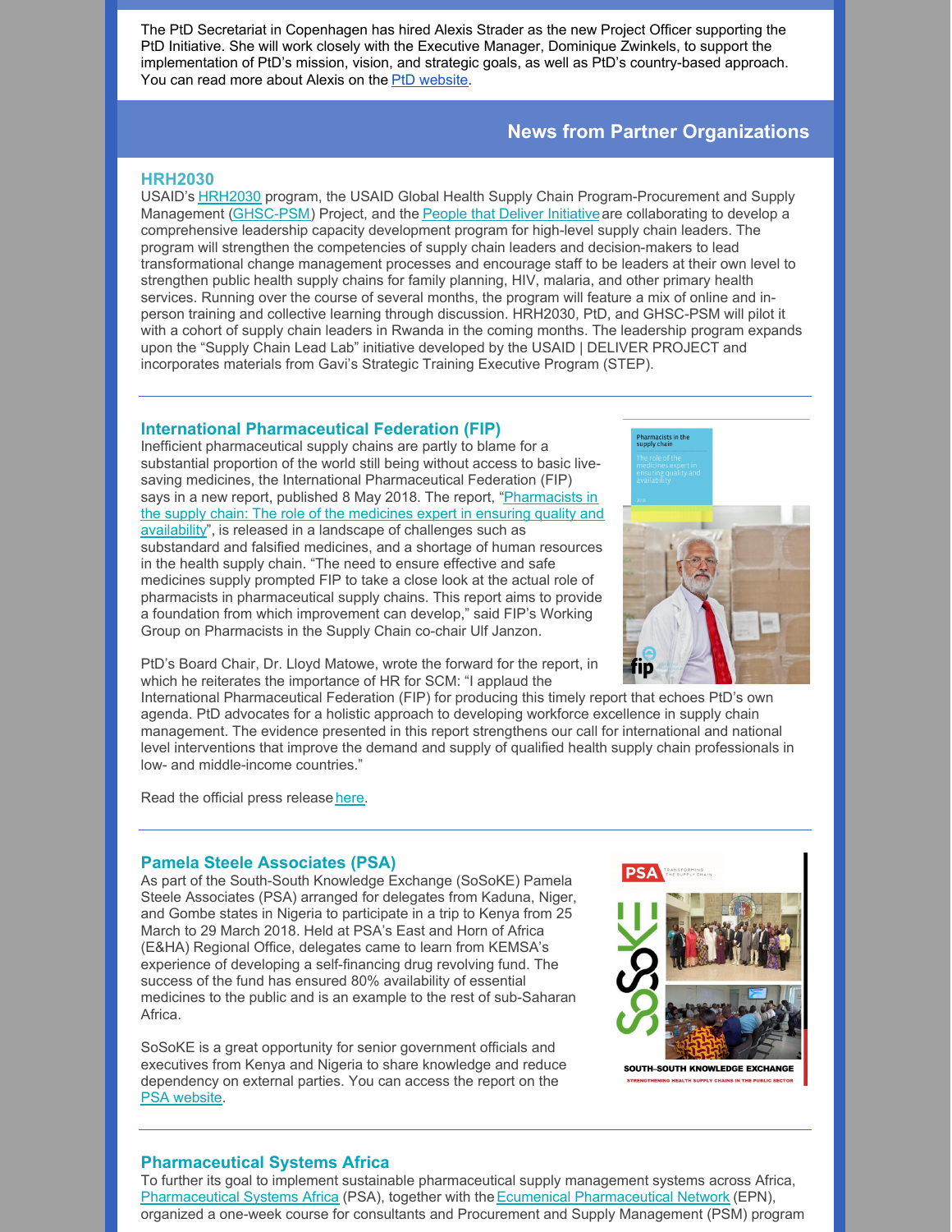The PtD Secretariat in Copenhagen has hired Alexis Strader as the new Project Officer supporting the PtD Initiative. She will work closely with the Executive Manager, Dominique Zwinkels, to support the implementation of PtD's mission, vision, and strategic goals, as well as PtD's country-based approach. You can read more about Alexis on the PtD website.

## News from Partner Organizations

### HRH2030

USAID's HRH2030 program, the USAID Global Health Supply Chain Program-Procurement and Supply Management (GHSC-PSM) Project, and the People that Deliver Initiative are collaborating to develop a comprehensive leadership capacity development program for high-level supply chain leaders. The program will strengthen the competencies of supply chain leaders and decision-makers to lead transformational change management processes and encourage staff to be leaders at their own level to strengthen public health supply chains for family planning, HIV, malaria, and other primary health services. Running over the course of several months, the program will feature a mix of online and in-person training and collective learning through discussion. HRH2030, PtD, and GHSC-PSM will pilot it with a cohort of supply chain leaders in Rwanda in the coming months. The leadership program expands upon the "Supply Chain Lead Lab" initiative developed by the USAID | DELIVER PROJECT and incorporates materials from Gavi's Strategic Training Executive Program (STEP).

---

### International Pharmaceutical Federation (FIP)

Inefficient pharmaceutical supply chains are partly to blame for a substantial proportion of the world still being without access to basic live-saving medicines, the International Pharmaceutical Federation (FIP) says in a new report, published 8 May 2018. The report, "Pharmacists in the supply chain: The role of the medicines expert in ensuring quality and availability", is released in a landscape of challenges such as substandard and falsified medicines, and a shortage of human resources in the health supply chain. "The need to ensure effective and safe medicines supply prompted FIP to take a close look at the actual role of pharmacists in pharmaceutical supply chains. This report aims to provide a foundation from which improvement can develop," said FIP's Working Group on Pharmacists in the Supply Chain co-chair Ulf Janzon.

PtD's Board Chair, Dr. Lloyd Matowe, wrote the forward for the report, in which he reiterates the importance of HR for SCM: "I applaud the International Pharmaceutical Federation (FIP) for producing this timely report that echoes PtD's own agenda. PtD advocates for a holistic approach to developing workforce excellence in supply chain management. The evidence presented in this report strengthens our call for international and national level interventions that improve the demand and supply of qualified health supply chain professionals in low- and middle-income countries."

Read the official press release here.

---

### Pamela Steele Associates (PSA)

As part of the South-South Knowledge Exchange (SoSoKE) Pamela Steele Associates (PSA) arranged for delegates from Kaduna, Niger, and Gombe states in Nigeria to participate in a trip to Kenya from 25 March to 29 March 2018. Held at PSA's East and Horn of Africa (E&HA) Regional Office, delegates came to learn from KEMSA's experience of developing a self-financing drug revolving fund. The success of the fund has ensured 80% availability of essential medicines to the public and is an example to the rest of sub-Saharan Africa.

SoSoKE is a great opportunity for senior government officials and executives from Kenya and Nigeria to share knowledge and reduce dependency on external parties. You can access the report on the PSA website.

---

### Pharmaceutical Systems Africa

To further its goal to implement sustainable pharmaceutical supply management systems across Africa, Pharmaceutical Systems Africa (PSA), together with the Ecumenical Pharmaceutical Network (EPN), organized a one-week course for consultants and Procurement and Supply Management (PSM) program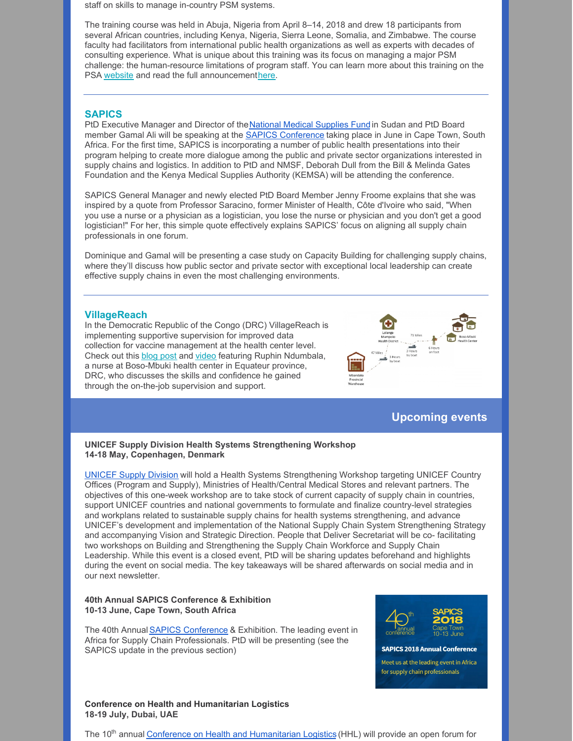staff on skills to manage in-country PSM systems.

The training course was held in Abuja, Nigeria from April 8–14, 2018 and drew 18 participants from several African countries, including Kenya, Nigeria, Sierra Leone, Somalia, and Zimbabwe. The course faculty had facilitators from international public health organizations as well as experts with decades of consulting experience. What is unique about this training was its focus on managing a major PSM challenge: the human-resource limitations of program staff. You can learn more about this training on the PSA website and read the full announcement here.

---

## SAPICS

PtD Executive Manager and Director of the National Medical Supplies Fund in Sudan and PtD Board member Gamal Ali will be speaking at the SAPICS Conference taking place in June in Cape Town, South Africa. For the first time, SAPICS is incorporating a number of public health presentations into their program helping to create more dialogue among the public and private sector organizations interested in supply chains and logistics. In addition to PtD and NMSF, Deborah Dull from the Bill & Melinda Gates Foundation and the Kenya Medical Supplies Authority (KEMSA) will be attending the conference.

SAPICS General Manager and newly elected PtD Board Member Jenny Froome explains that she was inspired by a quote from Professor Saracino, former Minister of Health, Côte d'Ivoire who said, "When you use a nurse or a physician as a logistician, you lose the nurse or physician and you don't get a good logistician!" For her, this simple quote effectively explains SAPICS' focus on aligning all supply chain professionals in one forum.

Dominique and Gamal will be presenting a case study on Capacity Building for challenging supply chains, where they'll discuss how public sector and private sector with exceptional local leadership can create effective supply chains in even the most challenging environments.

---

## VillageReach

In the Democratic Republic of the Congo (DRC) VillageReach is implementing supportive supervision for improved data collection for vaccine management at the health center level. Check out this blog post and video featuring Ruphin Ndumbala, a nurse at Boso-Mbuki health center in Equateur province, DRC, who discusses the skills and confidence he gained through the on-the-job supervision and support.

## Upcoming events

**UNICEF Supply Division Health Systems Strengthening Workshop**
**14-18 May, Copenhagen, Denmark**

UNICEF Supply Division will hold a Health Systems Strengthening Workshop targeting UNICEF Country Offices (Program and Supply), Ministries of Health/Central Medical Stores and relevant partners. The objectives of this one-week workshop are to take stock of current capacity of supply chain in countries, support UNICEF countries and national governments to formulate and finalize country-level strategies and workplans related to sustainable supply chains for health systems strengthening, and advance UNICEF's development and implementation of the National Supply Chain System Strengthening Strategy and accompanying Vision and Strategic Direction. People that Deliver Secretariat will be co- facilitating two workshops on Building and Strengthening the Supply Chain Workforce and Supply Chain Leadership. While this event is a closed event, PtD will be sharing updates beforehand and highlights during the event on social media. The key takeaways will be shared afterwards on social media and in our next newsletter.

**40th Annual SAPICS Conference & Exhibition**
**10-13 June, Cape Town, South Africa**

The 40th Annual SAPICS Conference & Exhibition. The leading event in Africa for Supply Chain Professionals. PtD will be presenting (see the SAPICS update in the previous section)

**Conference on Health and Humanitarian Logistics**
**18-19 July, Dubai, UAE**

The 10th annual Conference on Health and Humanitarian Logistics (HHL) will provide an open forum for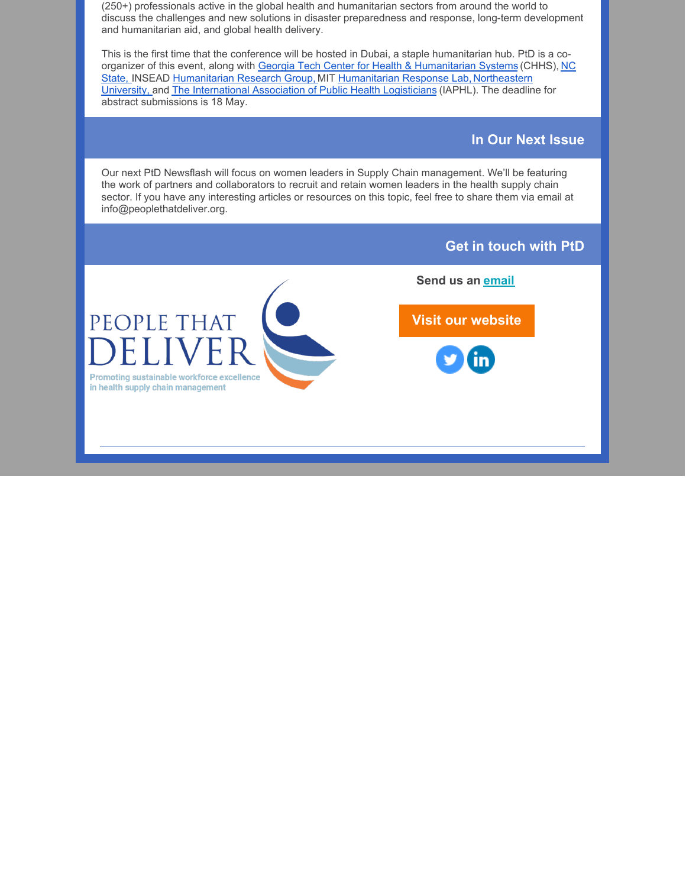(250+) professionals active in the global health and humanitarian sectors from around the world to discuss the challenges and new solutions in disaster preparedness and response, long-term development and humanitarian aid, and global health delivery.

This is the first time that the conference will be hosted in Dubai, a staple humanitarian hub. PtD is a co-organizer of this event, along with Georgia Tech Center for Health & Humanitarian Systems (CHHS), NC State, INSEAD Humanitarian Research Group, MIT Humanitarian Response Lab, Northeastern University, and The International Association of Public Health Logisticians (IAPHL). The deadline for abstract submissions is 18 May.

## In Our Next Issue

Our next PtD Newsflash will focus on women leaders in Supply Chain management. We'll be featuring the work of partners and collaborators to recruit and retain women leaders in the health supply chain sector. If you have any interesting articles or resources on this topic, feel free to share them via email at info@peoplethatdeliver.org.

## Get in touch with PtD

PEOPLE THAT DELIVER

Promoting sustainable workforce excellence in health supply chain management

**Send us an email**

**Visit our website**